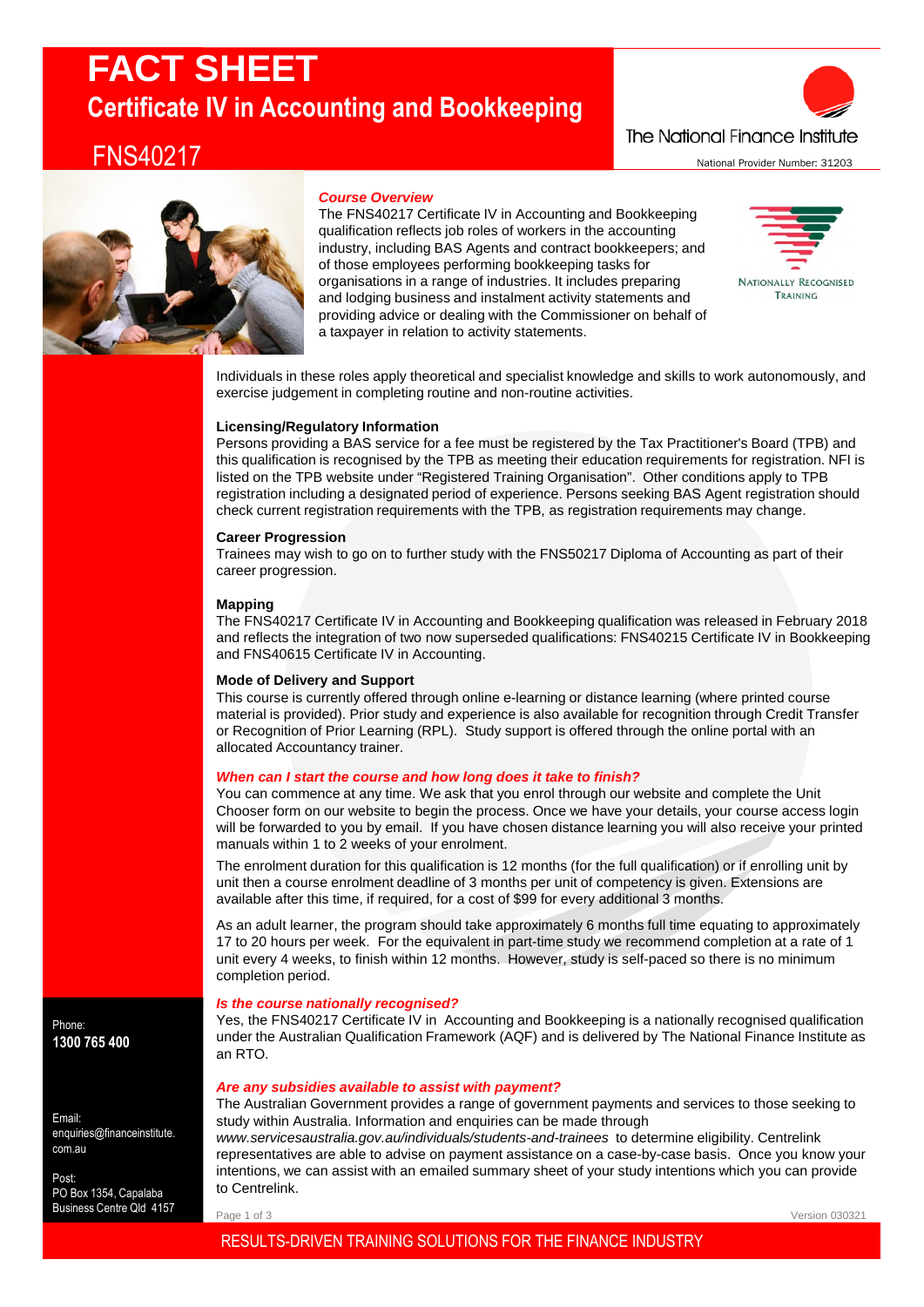# FACT SHEET

## Certificate IV in Accounting and Bookkeeping

## FNS40217

The National Finance Institute

National Provider Number: 31203

NATIONALLY RECOGNISED TRAINING

### *Course Overview*

The FNS40217 Certificate IV in Accounting and Bookkeeping qualification reflects job roles of workers in the accounting industry, including BAS Agents and contract bookkeepers; and of those employees performing bookkeeping tasks for organisations in a range of industries. It includes preparing and lodging business and instalment activity statements and providing advice or dealing with the Commissioner on behalf of a taxpayer in relation to activity statements.

Individuals in these roles apply theoretical and specialist knowledge and skills to work autonomously, and exercise judgement in completing routine and non-routine activities.

**Licensing/Regulatory Information**

Persons providing a BAS service for a fee must be registered by the Tax Practitioner's Board (TPB) and this qualification is recognised by the TPB as meeting their education requirements for registration. NFI is listed on the TPB website under "Registered Training Organisation". Other conditions apply to TPB registration including a designated period of experience. Persons seeking BAS Agent registration should check current registration requirements with the TPB, as registration requirements may change.

**Career Progression**

Trainees may wish to go on to further study with the FNS50217 Diploma of Accounting as part of their career progression.

**Mapping**

The FNS40217 Certificate IV in Accounting and Bookkeeping qualification was released in February 2018 and reflects the integration of two now superseded qualifications: FNS40215 Certificate IV in Bookkeeping and FNS40615 Certificate IV in Accounting.

**Mode of Delivery and Support**

This course is currently offered through online e-learning or distance learning (where printed course material is provided). Prior study and experience is also available for recognition through Credit Transfer or Recognition of Prior Learning (RPL). Study support is offered through the online portal with an allocated Accountancy trainer.

### *When can I start the course and how long does it take to finish?*

You can commence at any time. We ask that you enrol through our website and complete the Unit Chooser form on our website to begin the process. Once we have your details, your course access login will be forwarded to you by email. If you have chosen distance learning you will also receive your printed manuals within 1 to 2 weeks of your enrolment.

The enrolment duration for this qualification is 12 months (for the full qualification) or if enrolling unit by unit then a course enrolment deadline of 3 months per unit of competency is given. Extensions are available after this time, if required, for a cost of $99 for every additional 3 months.

As an adult learner, the program should take approximately 6 months full time equating to approximately 17 to 20 hours per week. For the equivalent in part-time study we recommend completion at a rate of 1 unit every 4 weeks, to finish within 12 months. However, study is self-paced so there is no minimum completion period.

### *Is the course nationally recognised?*

Yes, the FNS40217 Certificate IV in Accounting and Bookkeeping is a nationally recognised qualification under the Australian Qualification Framework (AQF) and is delivered by The National Finance Institute as an RTO.

### *Are any subsidies available to assist with payment?*

The Australian Government provides a range of government payments and services to those seeking to study within Australia. Information and enquiries can be made through *www.servicesaustralia.gov.au/individuals/students-and-trainees* to determine eligibility. Centrelink representatives are able to advise on payment assistance on a case-by-case basis. Once you know your intentions, we can assist with an emailed summary sheet of your study intentions which you can provide to Centrelink.

Phone:
**1300 765 400**

Email:
enquiries@financeinstitute.com.au

Post:
PO Box 1354, Capalaba Business Centre Qld 4157

Version 030321

RESULTS-DRIVEN TRAINING SOLUTIONS FOR THE FINANCE INDUSTRY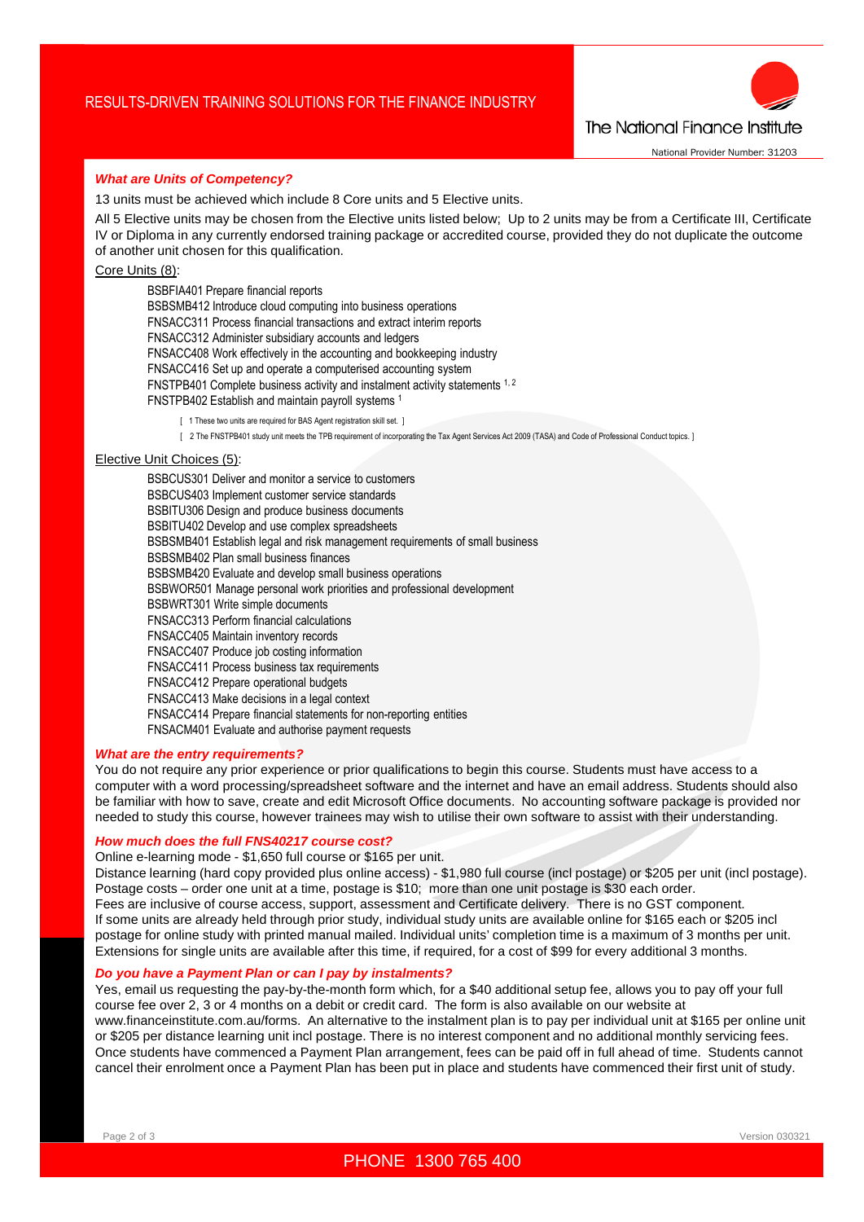### What are Units of Competency?

13 units must be achieved which include 8 Core units and 5 Elective units.

All 5 Elective units may be chosen from the Elective units listed below; Up to 2 units may be from a Certificate III, Certificate IV or Diploma in any currently endorsed training package or accredited course, provided they do not duplicate the outcome of another unit chosen for this qualification.

Core Units (8):

- BSBFIA401 Prepare financial reports
- BSBSMB412 Introduce cloud computing into business operations
- FNSACC311 Process financial transactions and extract interim reports
- FNSACC312 Administer subsidiary accounts and ledgers
- FNSACC408 Work effectively in the accounting and bookkeeping industry
- FNSACC416 Set up and operate a computerised accounting system
- FNSTPB401 Complete business activity and instalment activity statements [1, 2]
- FNSTPB402 Establish and maintain payroll systems [1]

[ 1 These two units are required for BAS Agent registration skill set. ]

[ 2 The FNSTPB401 study unit meets the TPB requirement of incorporating the Tax Agent Services Act 2009 (TASA) and Code of Professional Conduct topics. ]

Elective Unit Choices (5):

- BSBCUS301 Deliver and monitor a service to customers
- BSBCUS403 Implement customer service standards
- BSBITU306 Design and produce business documents
- BSBITU402 Develop and use complex spreadsheets
- BSBSMB401 Establish legal and risk management requirements of small business
- BSBSMB402 Plan small business finances
- BSBSMB420 Evaluate and develop small business operations
- BSBWOR501 Manage personal work priorities and professional development
- BSBWRT301 Write simple documents
- FNSACC313 Perform financial calculations
- FNSACC405 Maintain inventory records
- FNSACC407 Produce job costing information
- FNSACC411 Process business tax requirements
- FNSACC412 Prepare operational budgets
- FNSACC413 Make decisions in a legal context
- FNSACC414 Prepare financial statements for non-reporting entities
- FNSACM401 Evaluate and authorise payment requests

### What are the entry requirements?

You do not require any prior experience or prior qualifications to begin this course. Students must have access to a computer with a word processing/spreadsheet software and the internet and have an email address. Students should also be familiar with how to save, create and edit Microsoft Office documents. No accounting software package is provided nor needed to study this course, however trainees may wish to utilise their own software to assist with their understanding.

### How much does the full FNS40217 course cost?

Online e-learning mode - $1,650 full course or $165 per unit.

Distance learning (hard copy provided plus online access) - $1,980 full course (incl postage) or $205 per unit (incl postage).

Postage costs – order one unit at a time, postage is $10; more than one unit postage is $30 each order.

Fees are inclusive of course access, support, assessment and Certificate delivery. There is no GST component.

If some units are already held through prior study, individual study units are available online for $165 each or $205 incl postage for online study with printed manual mailed. Individual units' completion time is a maximum of 3 months per unit. Extensions for single units are available after this time, if required, for a cost of $99 for every additional 3 months.

### Do you have a Payment Plan or can I pay by instalments?

Yes, email us requesting the pay-by-the-month form which, for a $40 additional setup fee, allows you to pay off your full course fee over 2, 3 or 4 months on a debit or credit card. The form is also available on our website at www.financeinstitute.com.au/forms. An alternative to the instalment plan is to pay per individual unit at $165 per online unit or $205 per distance learning unit incl postage. There is no interest component and no additional monthly servicing fees. Once students have commenced a Payment Plan arrangement, fees can be paid off in full ahead of time. Students cannot cancel their enrolment once a Payment Plan has been put in place and students have commenced their first unit of study.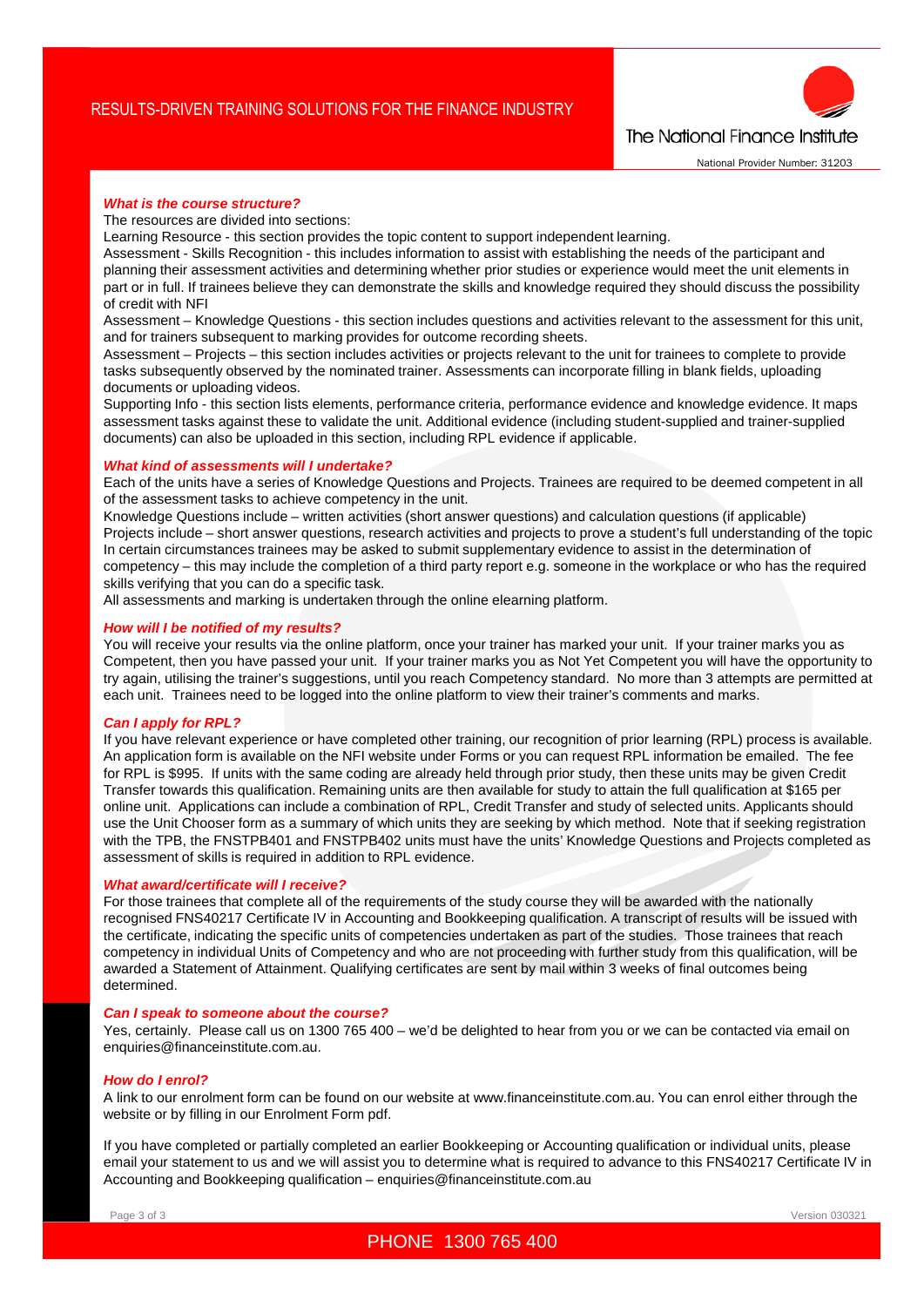### What is the course structure?

The resources are divided into sections:

Learning Resource - this section provides the topic content to support independent learning.

Assessment - Skills Recognition - this includes information to assist with establishing the needs of the participant and planning their assessment activities and determining whether prior studies or experience would meet the unit elements in part or in full. If trainees believe they can demonstrate the skills and knowledge required they should discuss the possibility of credit with NFI

Assessment – Knowledge Questions - this section includes questions and activities relevant to the assessment for this unit, and for trainers subsequent to marking provides for outcome recording sheets.

Assessment – Projects – this section includes activities or projects relevant to the unit for trainees to complete to provide tasks subsequently observed by the nominated trainer. Assessments can incorporate filling in blank fields, uploading documents or uploading videos.

Supporting Info - this section lists elements, performance criteria, performance evidence and knowledge evidence. It maps assessment tasks against these to validate the unit. Additional evidence (including student-supplied and trainer-supplied documents) can also be uploaded in this section, including RPL evidence if applicable.

### What kind of assessments will I undertake?

Each of the units have a series of Knowledge Questions and Projects. Trainees are required to be deemed competent in all of the assessment tasks to achieve competency in the unit.

Knowledge Questions include – written activities (short answer questions) and calculation questions (if applicable)

Projects include – short answer questions, research activities and projects to prove a student's full understanding of the topic

In certain circumstances trainees may be asked to submit supplementary evidence to assist in the determination of competency – this may include the completion of a third party report e.g. someone in the workplace or who has the required skills verifying that you can do a specific task.

All assessments and marking is undertaken through the online elearning platform.

### How will I be notified of my results?

You will receive your results via the online platform, once your trainer has marked your unit. If your trainer marks you as Competent, then you have passed your unit. If your trainer marks you as Not Yet Competent you will have the opportunity to try again, utilising the trainer's suggestions, until you reach Competency standard. No more than 3 attempts are permitted at each unit. Trainees need to be logged into the online platform to view their trainer's comments and marks.

### Can I apply for RPL?

If you have relevant experience or have completed other training, our recognition of prior learning (RPL) process is available. An application form is available on the NFI website under Forms or you can request RPL information be emailed. The fee for RPL is $995. If units with the same coding are already held through prior study, then these units may be given Credit Transfer towards this qualification. Remaining units are then available for study to attain the full qualification at $165 per online unit. Applications can include a combination of RPL, Credit Transfer and study of selected units. Applicants should use the Unit Chooser form as a summary of which units they are seeking by which method. Note that if seeking registration with the TPB, the FNSTPB401 and FNSTPB402 units must have the units' Knowledge Questions and Projects completed as assessment of skills is required in addition to RPL evidence.

### What award/certificate will I receive?

For those trainees that complete all of the requirements of the study course they will be awarded with the nationally recognised FNS40217 Certificate IV in Accounting and Bookkeeping qualification. A transcript of results will be issued with the certificate, indicating the specific units of competencies undertaken as part of the studies. Those trainees that reach competency in individual Units of Competency and who are not proceeding with further study from this qualification, will be awarded a Statement of Attainment. Qualifying certificates are sent by mail within 3 weeks of final outcomes being determined.

### Can I speak to someone about the course?

Yes, certainly. Please call us on 1300 765 400 – we'd be delighted to hear from you or we can be contacted via email on enquiries@financeinstitute.com.au.

### How do I enrol?

A link to our enrolment form can be found on our website at www.financeinstitute.com.au. You can enrol either through the website or by filling in our Enrolment Form pdf.

If you have completed or partially completed an earlier Bookkeeping or Accounting qualification or individual units, please email your statement to us and we will assist you to determine what is required to advance to this FNS40217 Certificate IV in Accounting and Bookkeeping qualification – enquiries@financeinstitute.com.au